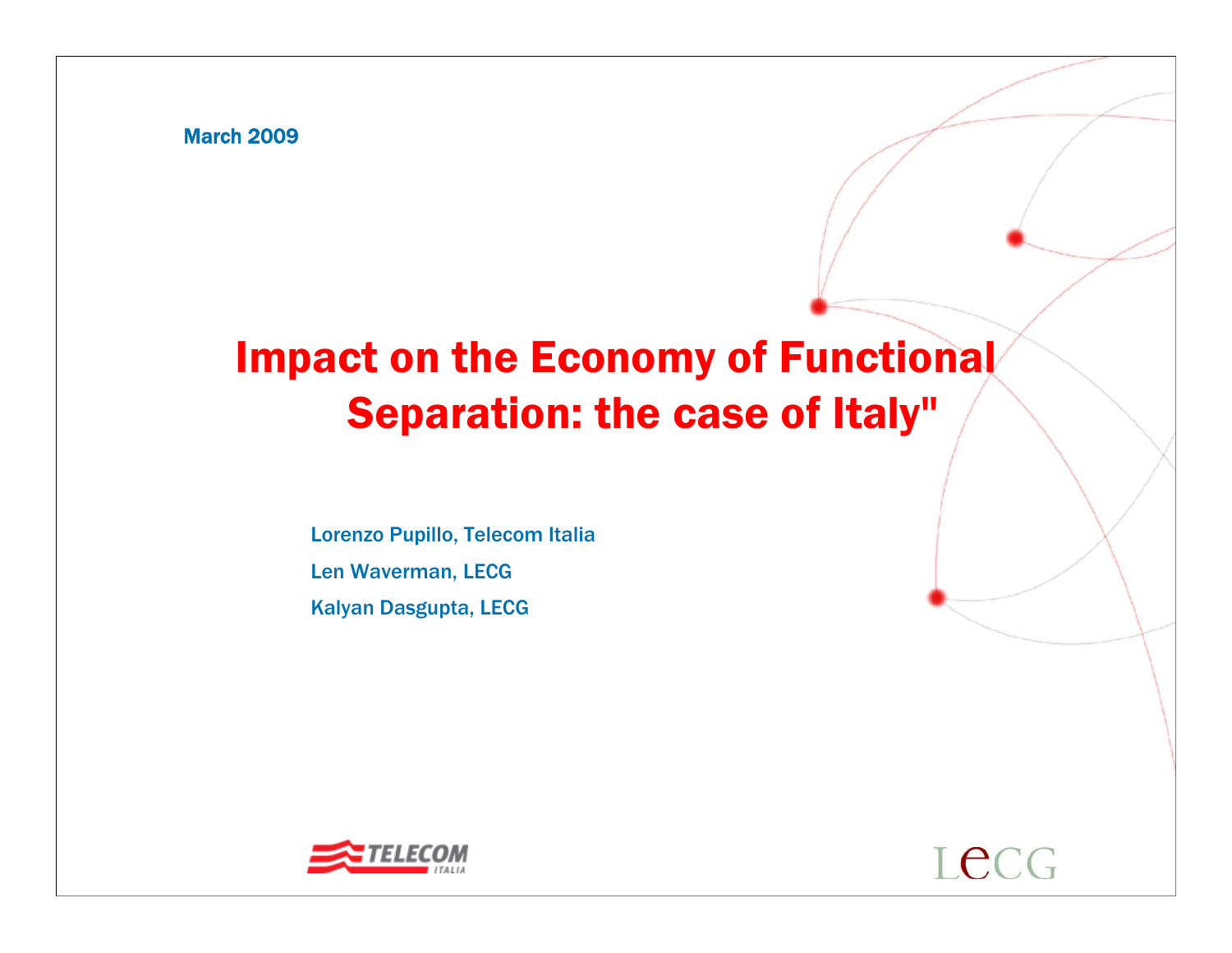March 2009

# Impact on the Economy of Functional Separation: the case of Italy"

Lorenzo Pupillo, Telecom Italia

Len Waverman, LECG

Kalyan Dasgupta, LECG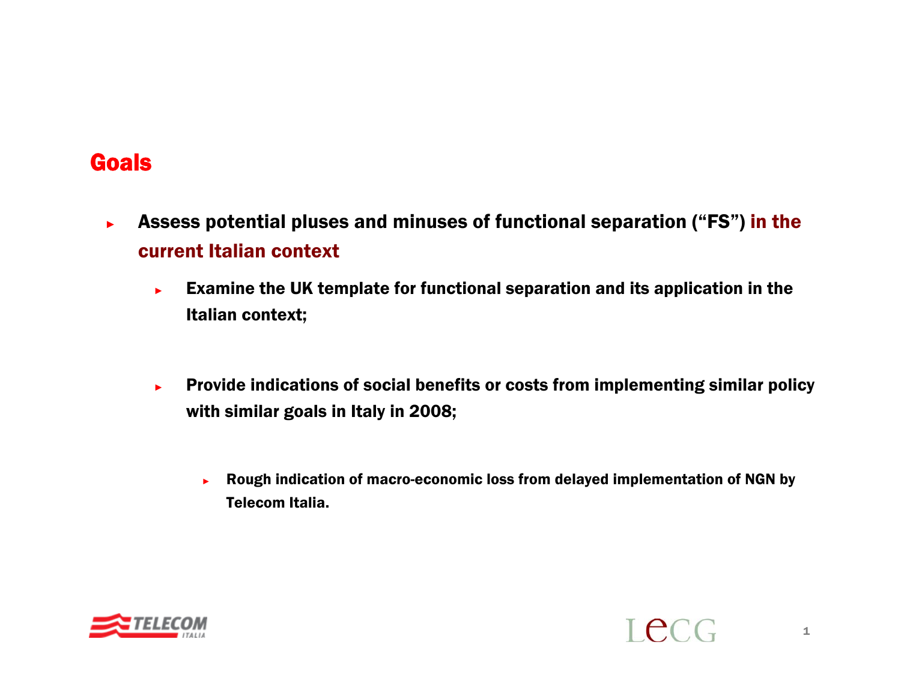## Goals

- Assess potential pluses and minuses of functional separation (“FS”) in the current Italian context
  - Examine the UK template for functional separation and its application in the Italian context;
  - Provide indications of social benefits or costs from implementing similar policy with similar goals in Italy in 2008;
    - Rough indication of macro-economic loss from delayed implementation of NGN by Telecom Italia.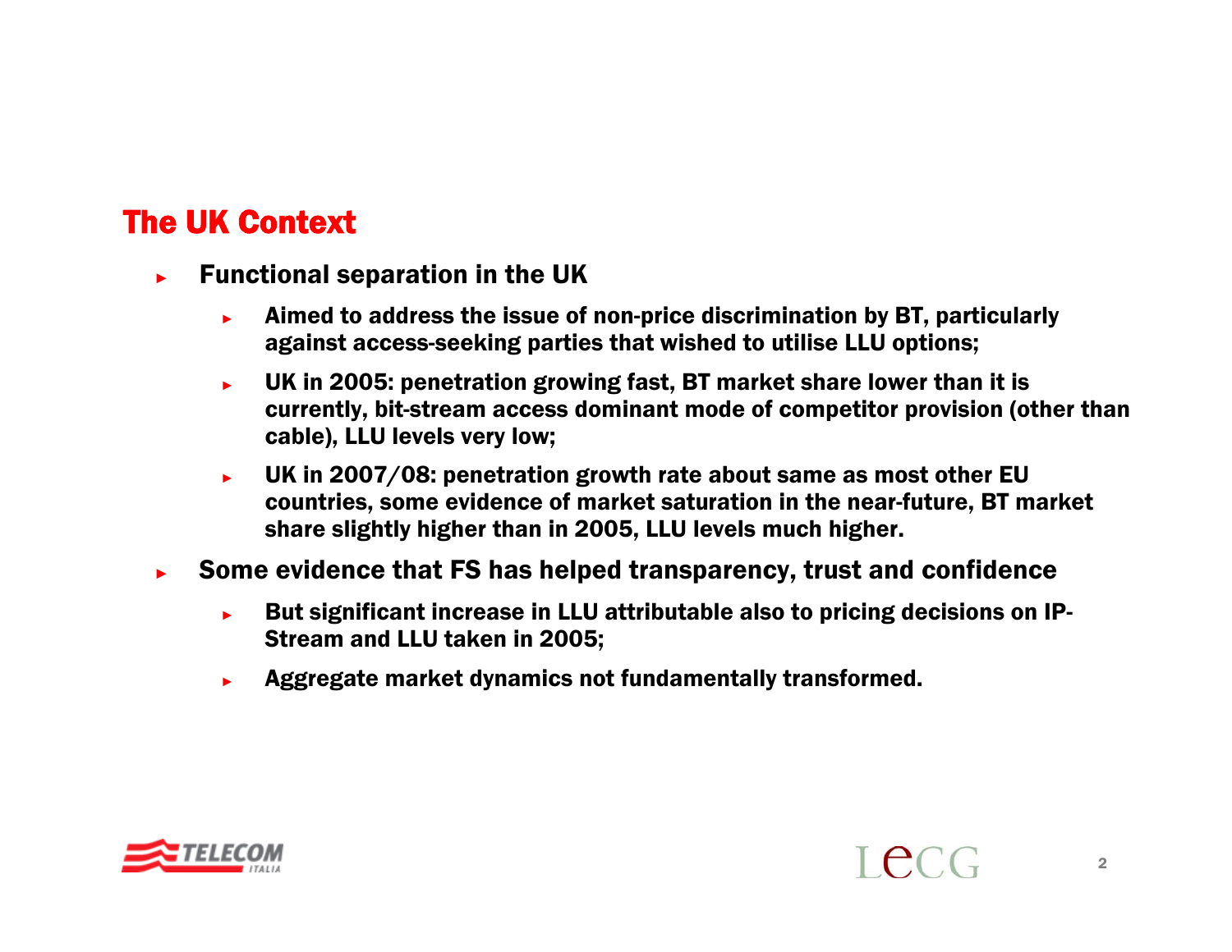## The UK Context

- **Functional separation in the UK**
  - **Aimed to address the issue of non-price discrimination by BT, particularly against access-seeking parties that wished to utilise LLU options;**
  - **UK in 2005: penetration growing fast, BT market share lower than it is currently, bit-stream access dominant mode of competitor provision (other than cable), LLU levels very low;**
  - **UK in 2007/08: penetration growth rate about same as most other EU countries, some evidence of market saturation in the near-future, BT market share slightly higher than in 2005, LLU levels much higher.**
- **Some evidence that FS has helped transparency, trust and confidence**
  - **But significant increase in LLU attributable also to pricing decisions on IP-Stream and LLU taken in 2005;**
  - **Aggregate market dynamics not fundamentally transformed.**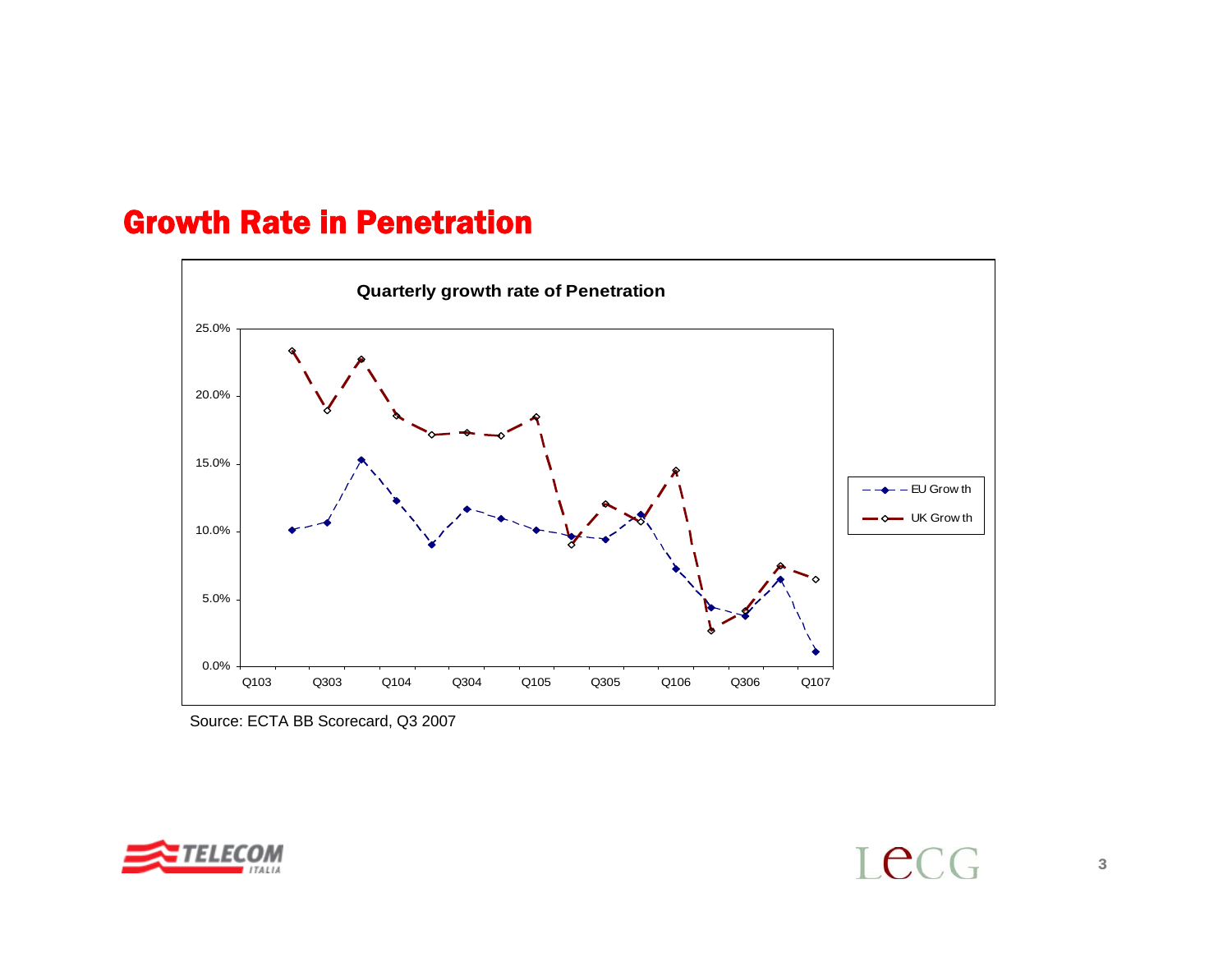# Growth Rate in Penetration

**Quarterly growth rate of Penetration**

Source: ECTA BB Scorecard, Q3 2007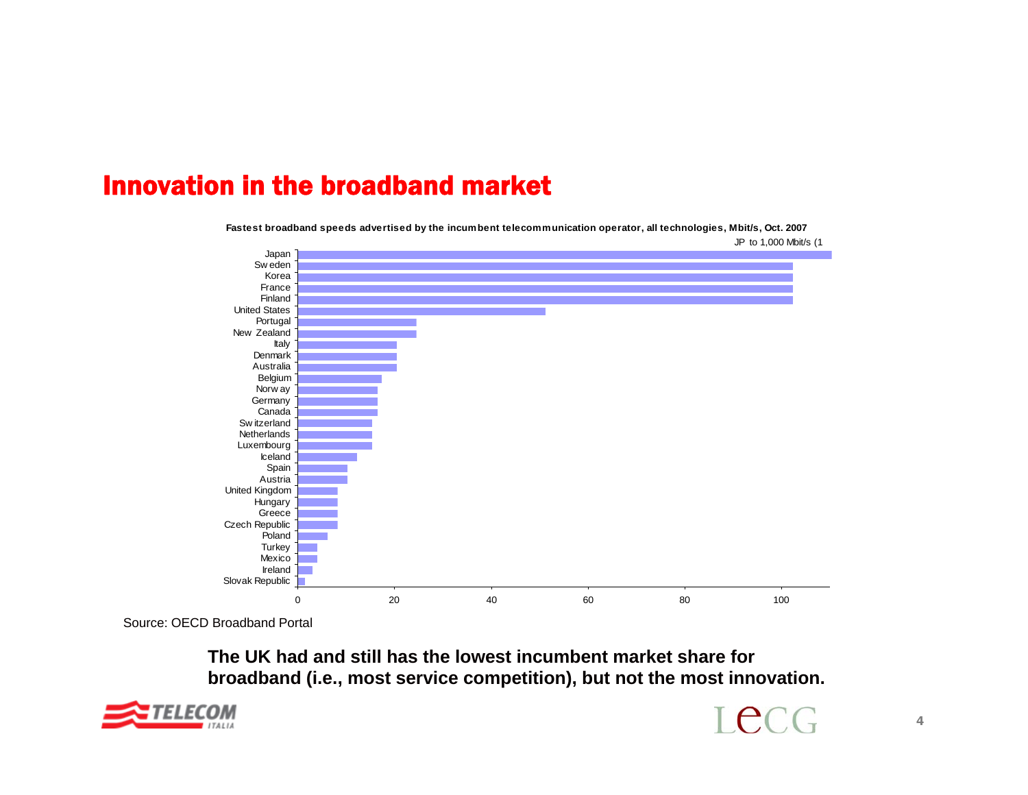# Innovation in the broadband market

**Fastest broadband speeds advertised by the incumbent telecommunication operator, all technologies, Mbit/s, Oct. 2007**

JP to 1,000 Mbit/s (1

| Country | Mbit/s (approx.) |
|---|---|
| Japan | >100 |
| Sweden | 102 |
| Korea | 102 |
| France | 102 |
| Finland | 102 |
| United States | 51 |
| Portugal | 24 |
| New Zealand | 24 |
| Italy | 20 |
| Denmark | 20 |
| Australia | 20 |
| Belgium | 17 |
| Norway | 16 |
| Germany | 16 |
| Canada | 16 |
| Switzerland | 15 |
| Netherlands | 15 |
| Luxembourg | 15 |
| Iceland | 12 |
| Spain | 10 |
| Austria | 10 |
| United Kingdom | 8 |
| Hungary | 8 |
| Greece | 8 |
| Czech Republic | 8 |
| Poland | 6 |
| Turkey | 4 |
| Mexico | 4 |
| Ireland | 3 |
| Slovak Republic | 1.5 |

Source: OECD Broadband Portal

**The UK had and still has the lowest incumbent market share for broadband (i.e., most service competition), but not the most innovation.**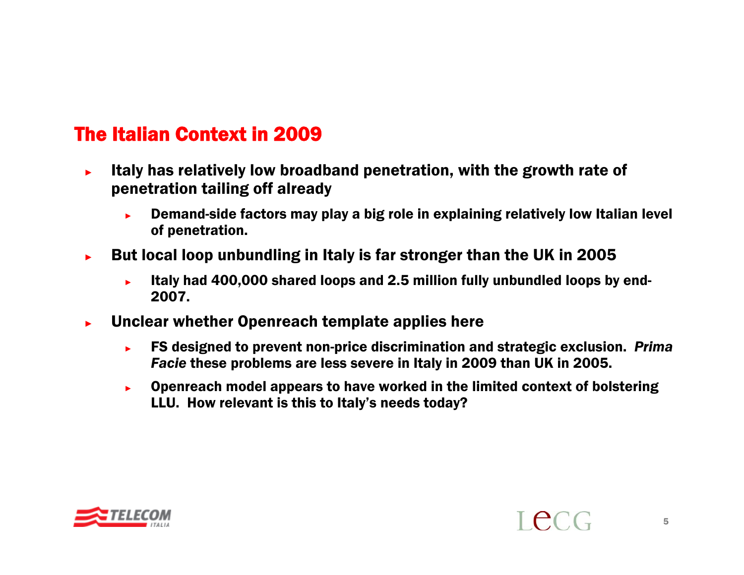## The Italian Context in 2009

- **Italy has relatively low broadband penetration, with the growth rate of penetration tailing off already**
  - **Demand-side factors may play a big role in explaining relatively low Italian level of penetration.**
- **But local loop unbundling in Italy is far stronger than the UK in 2005**
  - **Italy had 400,000 shared loops and 2.5 million fully unbundled loops by end-2007.**
- **Unclear whether Openreach template applies here**
  - **FS designed to prevent non-price discrimination and strategic exclusion. *Prima Facie* these problems are less severe in Italy in 2009 than UK in 2005.**
  - **Openreach model appears to have worked in the limited context of bolstering LLU. How relevant is this to Italy's needs today?**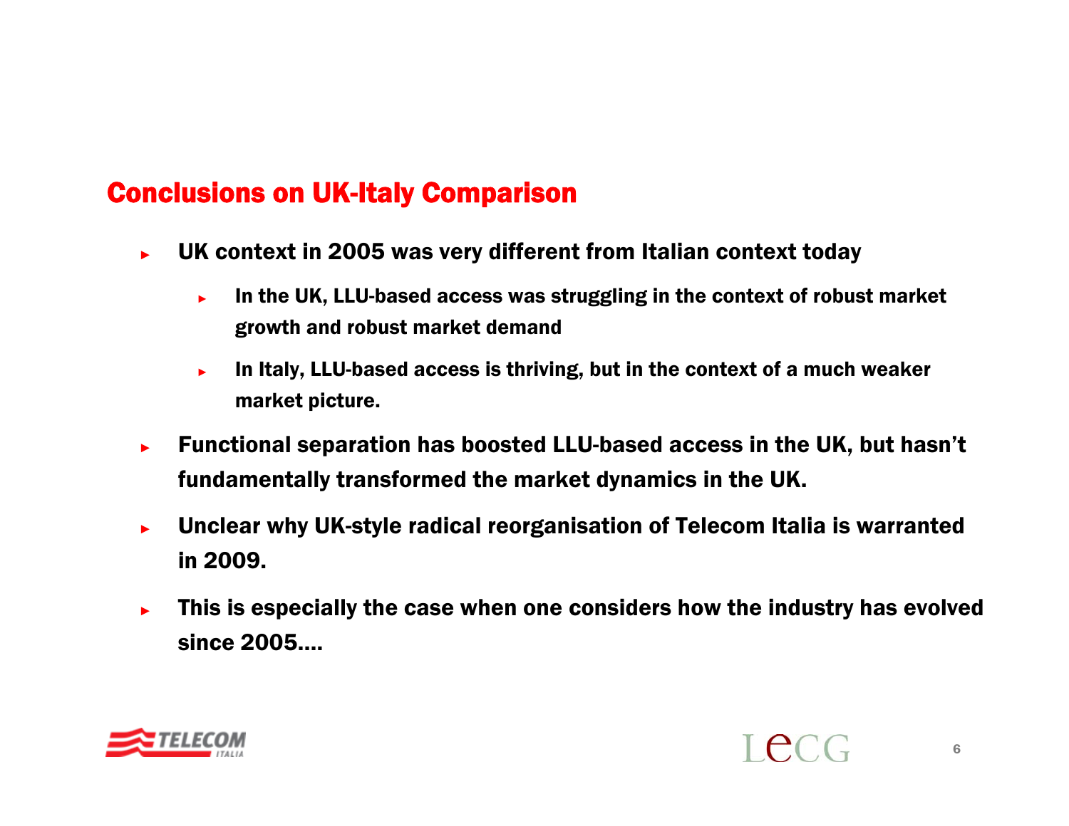## Conclusions on UK-Italy Comparison

- UK context in 2005 was very different from Italian context today
  - In the UK, LLU-based access was struggling in the context of robust market growth and robust market demand
  - In Italy, LLU-based access is thriving, but in the context of a much weaker market picture.
- Functional separation has boosted LLU-based access in the UK, but hasn't fundamentally transformed the market dynamics in the UK.
- Unclear why UK-style radical reorganisation of Telecom Italia is warranted in 2009.
- This is especially the case when one considers how the industry has evolved since 2005….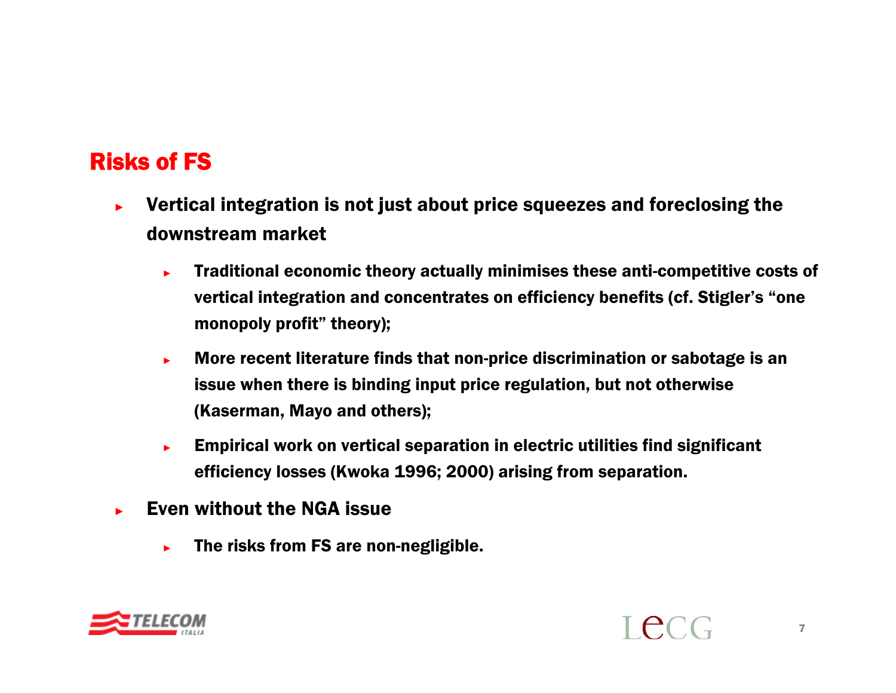## Risks of FS

- **Vertical integration is not just about price squeezes and foreclosing the downstream market**
  - **Traditional economic theory actually minimises these anti-competitive costs of vertical integration and concentrates on efficiency benefits (cf. Stigler's "one monopoly profit" theory);**
  - **More recent literature finds that non-price discrimination or sabotage is an issue when there is binding input price regulation, but not otherwise (Kaserman, Mayo and others);**
  - **Empirical work on vertical separation in electric utilities find significant efficiency losses (Kwoka 1996; 2000) arising from separation.**
- **Even without the NGA issue**
  - **The risks from FS are non-negligible.**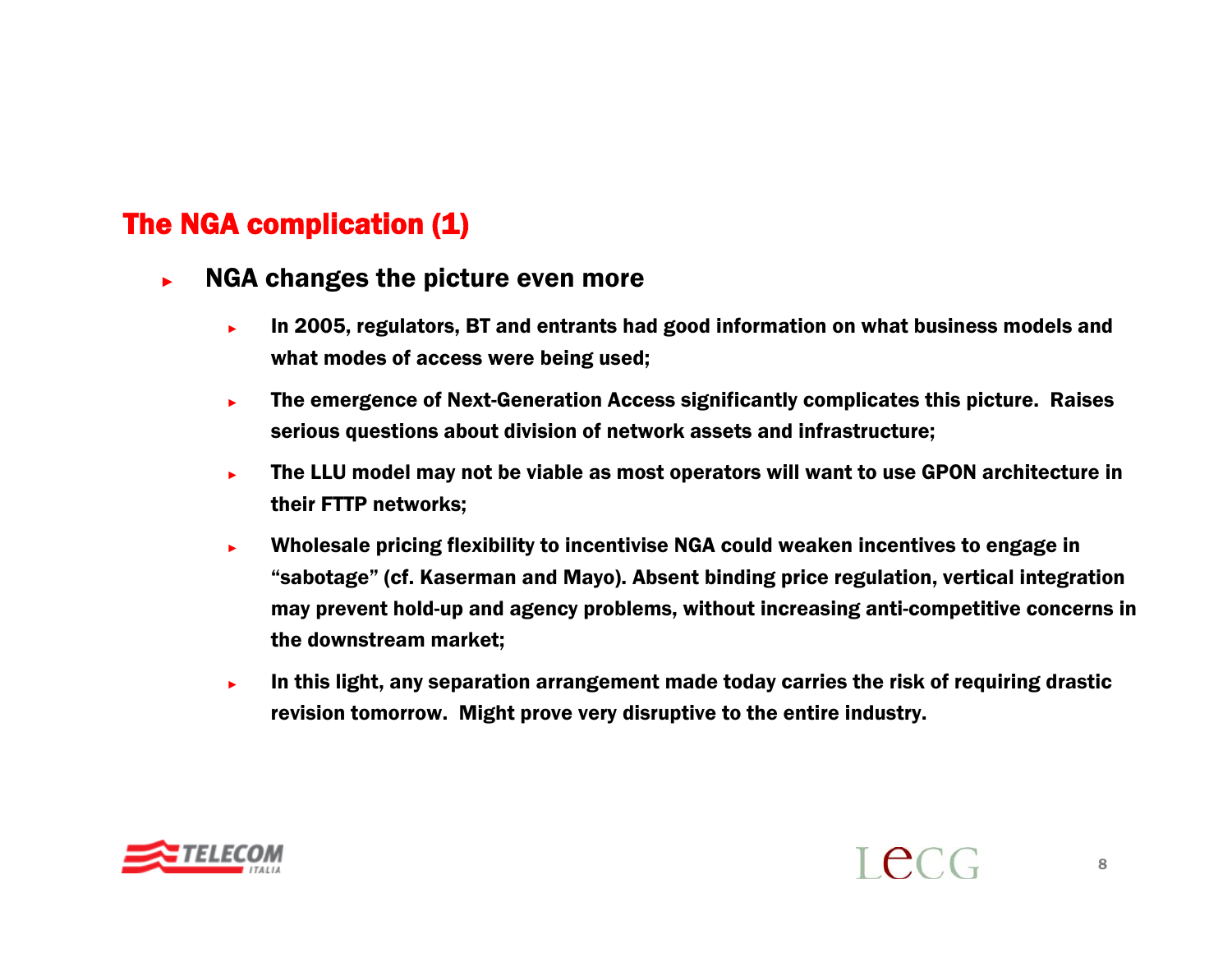## The NGA complication (1)

- **NGA changes the picture even more**
  - **In 2005, regulators, BT and entrants had good information on what business models and what modes of access were being used;**
  - **The emergence of Next-Generation Access significantly complicates this picture. Raises serious questions about division of network assets and infrastructure;**
  - **The LLU model may not be viable as most operators will want to use GPON architecture in their FTTP networks;**
  - **Wholesale pricing flexibility to incentivise NGA could weaken incentives to engage in "sabotage" (cf. Kaserman and Mayo). Absent binding price regulation, vertical integration may prevent hold-up and agency problems, without increasing anti-competitive concerns in the downstream market;**
  - **In this light, any separation arrangement made today carries the risk of requiring drastic revision tomorrow. Might prove very disruptive to the entire industry.**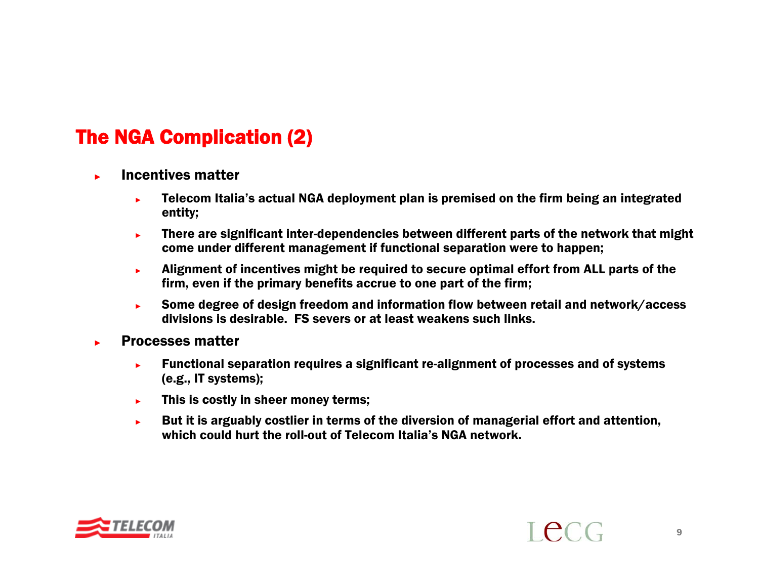## The NGA Complication (2)

- **Incentives matter**
  - **Telecom Italia's actual NGA deployment plan is premised on the firm being an integrated entity;**
  - **There are significant inter-dependencies between different parts of the network that might come under different management if functional separation were to happen;**
  - **Alignment of incentives might be required to secure optimal effort from ALL parts of the firm, even if the primary benefits accrue to one part of the firm;**
  - **Some degree of design freedom and information flow between retail and network/access divisions is desirable. FS severs or at least weakens such links.**
- **Processes matter**
  - **Functional separation requires a significant re-alignment of processes and of systems (e.g., IT systems);**
  - **This is costly in sheer money terms;**
  - **But it is arguably costlier in terms of the diversion of managerial effort and attention, which could hurt the roll-out of Telecom Italia's NGA network.**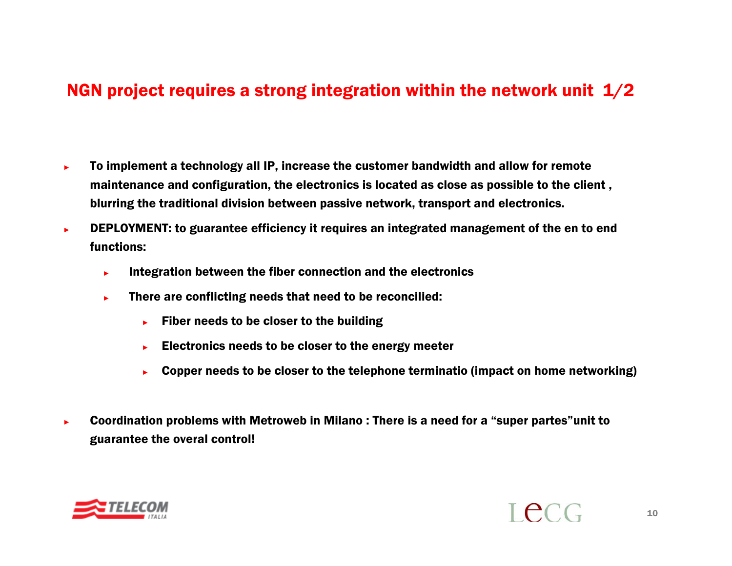## NGN project requires a strong integration within the network unit 1/2

- To implement a technology all IP, increase the customer bandwidth and allow for remote maintenance and configuration, the electronics is located as close as possible to the client , blurring the traditional division between passive network, transport and electronics.
- DEPLOYMENT: to guarantee efficiency it requires an integrated management of the en to end functions:
  - Integration between the fiber connection and the electronics
  - There are conflicting needs that need to be reconcilied:
    - Fiber needs to be closer to the building
    - Electronics needs to be closer to the energy meeter
    - Copper needs to be closer to the telephone terminatio (impact on home networking)
- Coordination problems with Metroweb in Milano : There is a need for a “super partes”unit to guarantee the overal control!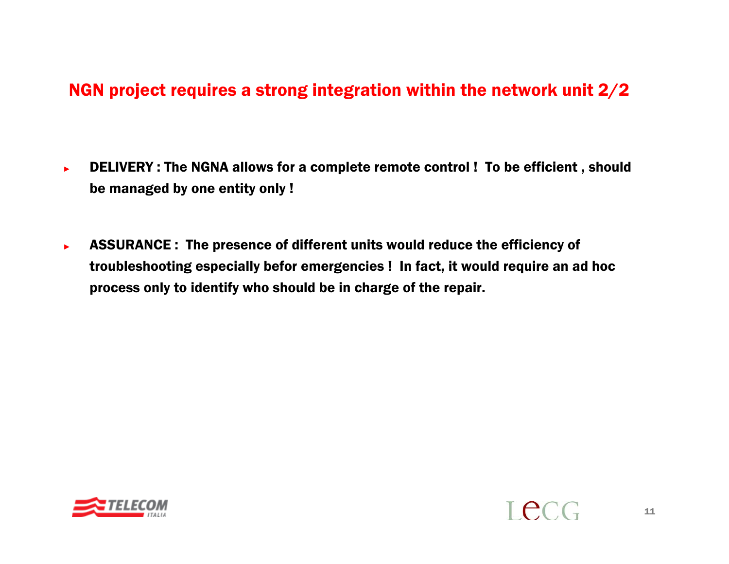## NGN project requires a strong integration within the network unit 2/2

- **DELIVERY : The NGNA allows for a complete remote control ! To be efficient , should be managed by one entity only !**

- **ASSURANCE : The presence of different units would reduce the efficiency of troubleshooting especially befor emergencies ! In fact, it would require an ad hoc process only to identify who should be in charge of the repair.**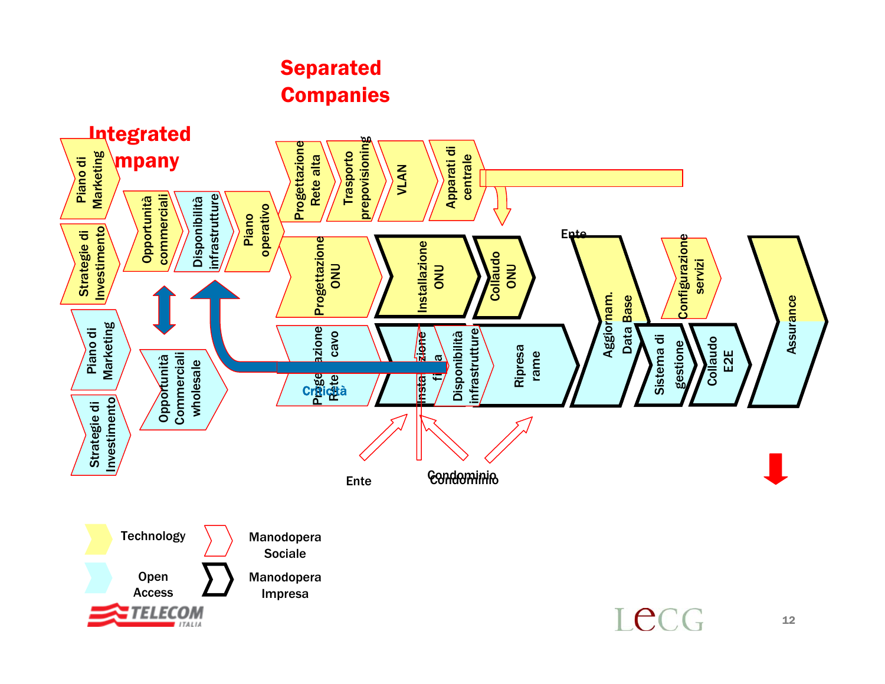# Separated Companies

## Integrated Company

Piano di Marketing

Strategie di Investimento

Opportunità commerciali

Disponibilità infrastrutture

Piano operativo

Progettazione Rete alta

Trasporto prepovisioning

VLAN

Apparati di centrale

Progettazione ONU

Installazione ONU

Collaudo ONU

Ente

Aggiornam. Data Base

Configurazione servizi

Assurance

Piano di Marketing

Strategie di Investimento

Opportunità Commerciali wholesale

Progettazione Rete cavo

Criticità

Installazione fibra

Disponibilità infrastrutture

Ripresa rame

Sistema di gestione

Collaudo E2E

Ente

Condominio

Technology

Open Access

Manodopera Sociale

Manodopera Impresa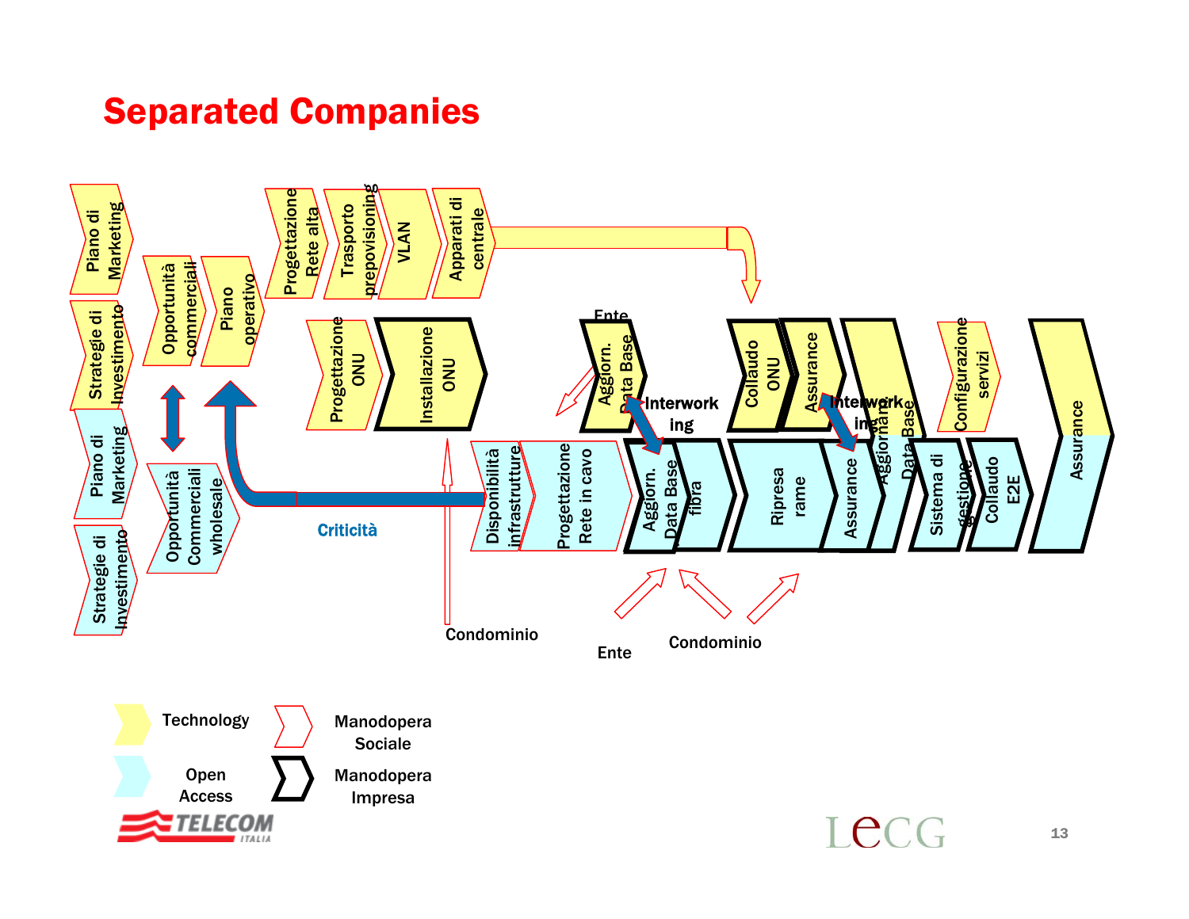# Separated Companies

- Piano di Marketing
- Strategie di Investimento
- Opportunità commerciali
- Piano operativo
- Progettazione Rete alta
- Trasporto prepovisioning
- VLAN
- Apparati di centrale
- Progettazione ONU
- Installazione ONU
- Ente
- Aggiorn. Data Base
- Interworking
- Collaudo ONU
- Assurance
- Interworking
- Aggiornam. Data Base
- Configurazione servizi
- Assurance
- Piano di Marketing
- Strategie di Investimento
- Opportunità Commerciali wholesale
- Criticità
- Disponibilità infrastrutture
- Progettazione Rete in cavo
- Aggiorn. Data Base fibra
- Ripresa rame
- Assurance
- Sistema di gestione
- Collaudo E2E
- Condominio
- Ente
- Condominio

Legend:

- Technology
- Open Access
- Manodopera Sociale
- Manodopera Impresa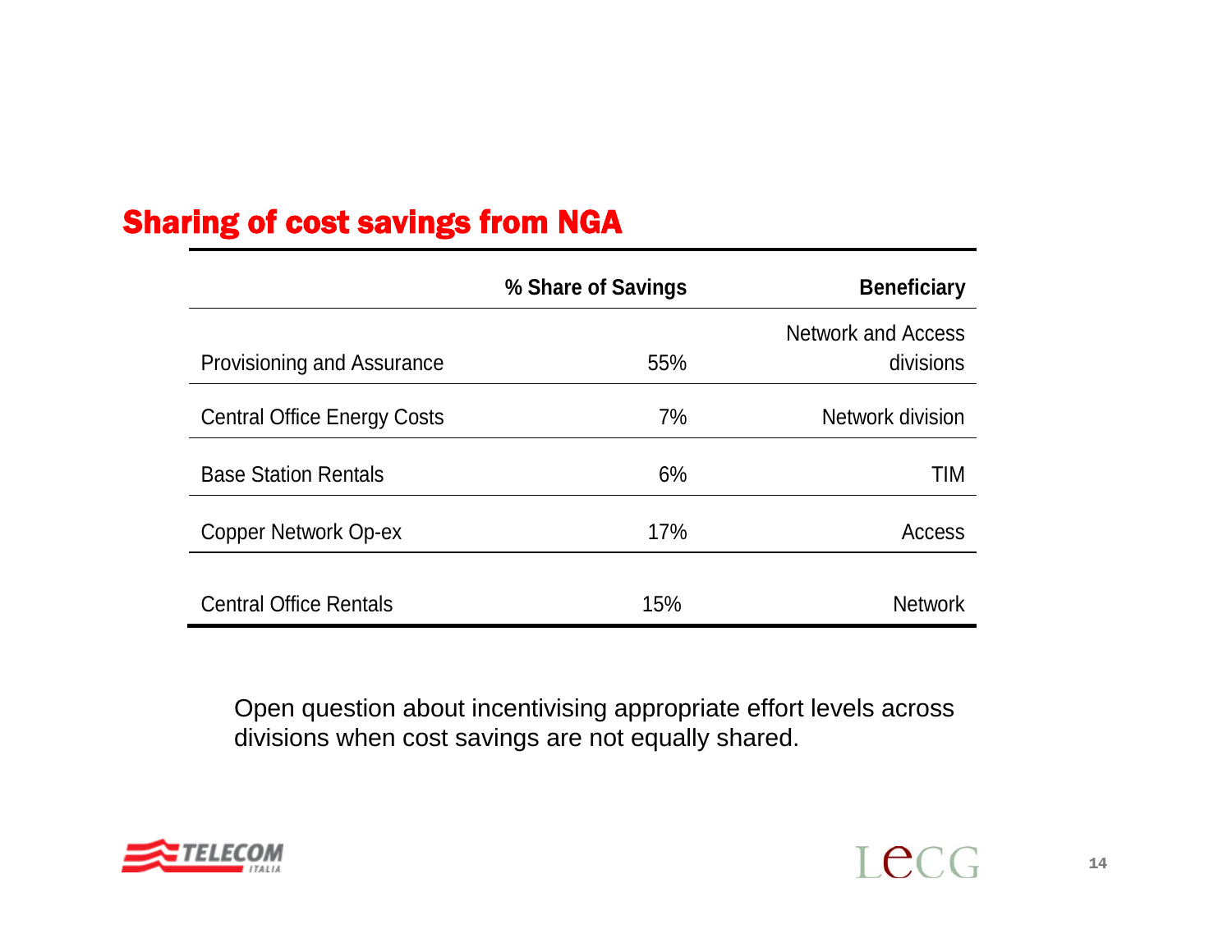## Sharing of cost savings from NGA

| | % Share of Savings | Beneficiary |
|---|---|---|
| Provisioning and Assurance | 55% | Network and Access divisions |
| Central Office Energy Costs | 7% | Network division |
| Base Station Rentals | 6% | TIM |
| Copper Network Op-ex | 17% | Access |
| Central Office Rentals | 15% | Network |

Open question about incentivising appropriate effort levels across divisions when cost savings are not equally shared.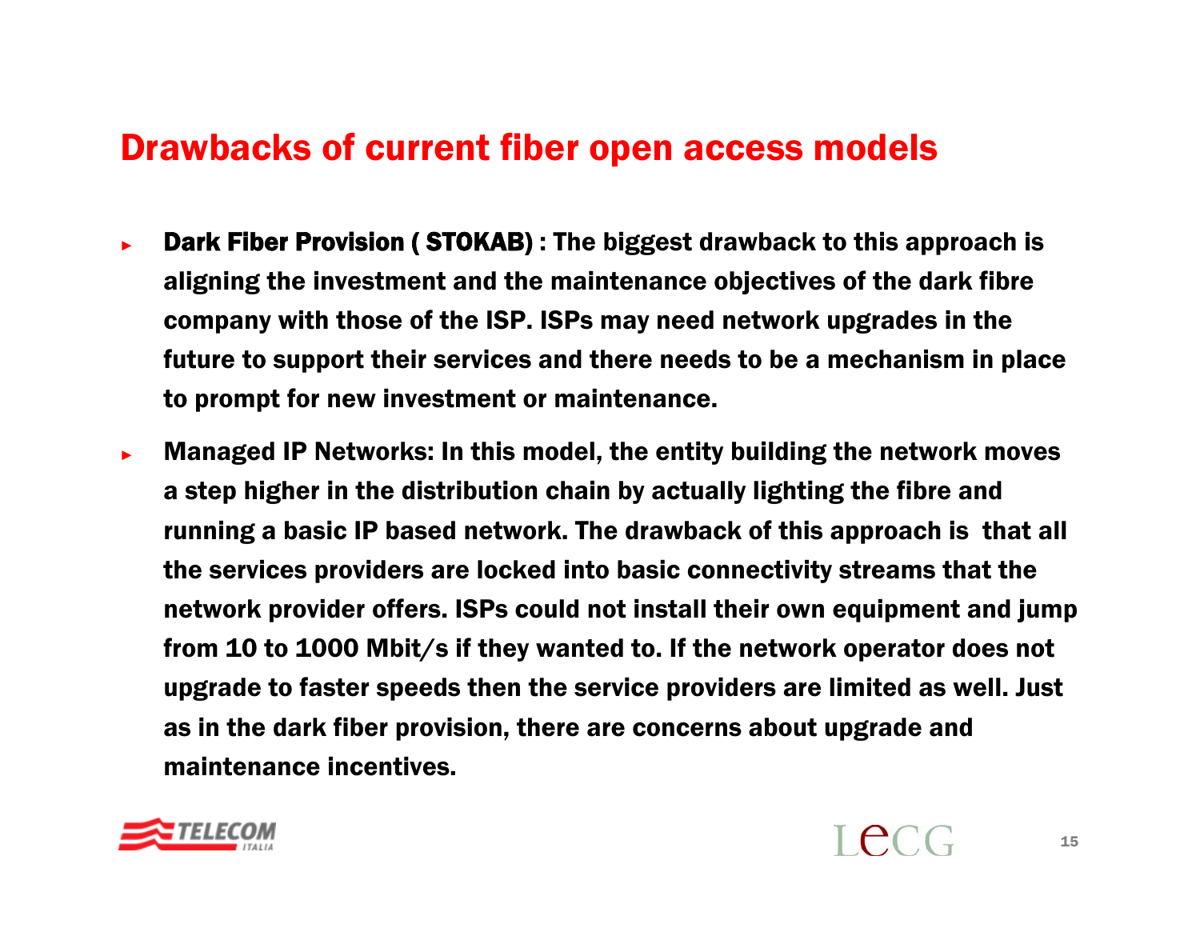# Drawbacks of current fiber open access models

- **Dark Fiber Provision ( STOKAB) : The biggest drawback to this approach is aligning the investment and the maintenance objectives of the dark fibre company with those of the ISP. ISPs may need network upgrades in the future to support their services and there needs to be a mechanism in place to prompt for new investment or maintenance.**
- **Managed IP Networks: In this model, the entity building the network moves a step higher in the distribution chain by actually lighting the fibre and running a basic IP based network. The drawback of this approach is that all the services providers are locked into basic connectivity streams that the network provider offers. ISPs could not install their own equipment and jump from 10 to 1000 Mbit/s if they wanted to. If the network operator does not upgrade to faster speeds then the service providers are limited as well. Just as in the dark fiber provision, there are concerns about upgrade and maintenance incentives.**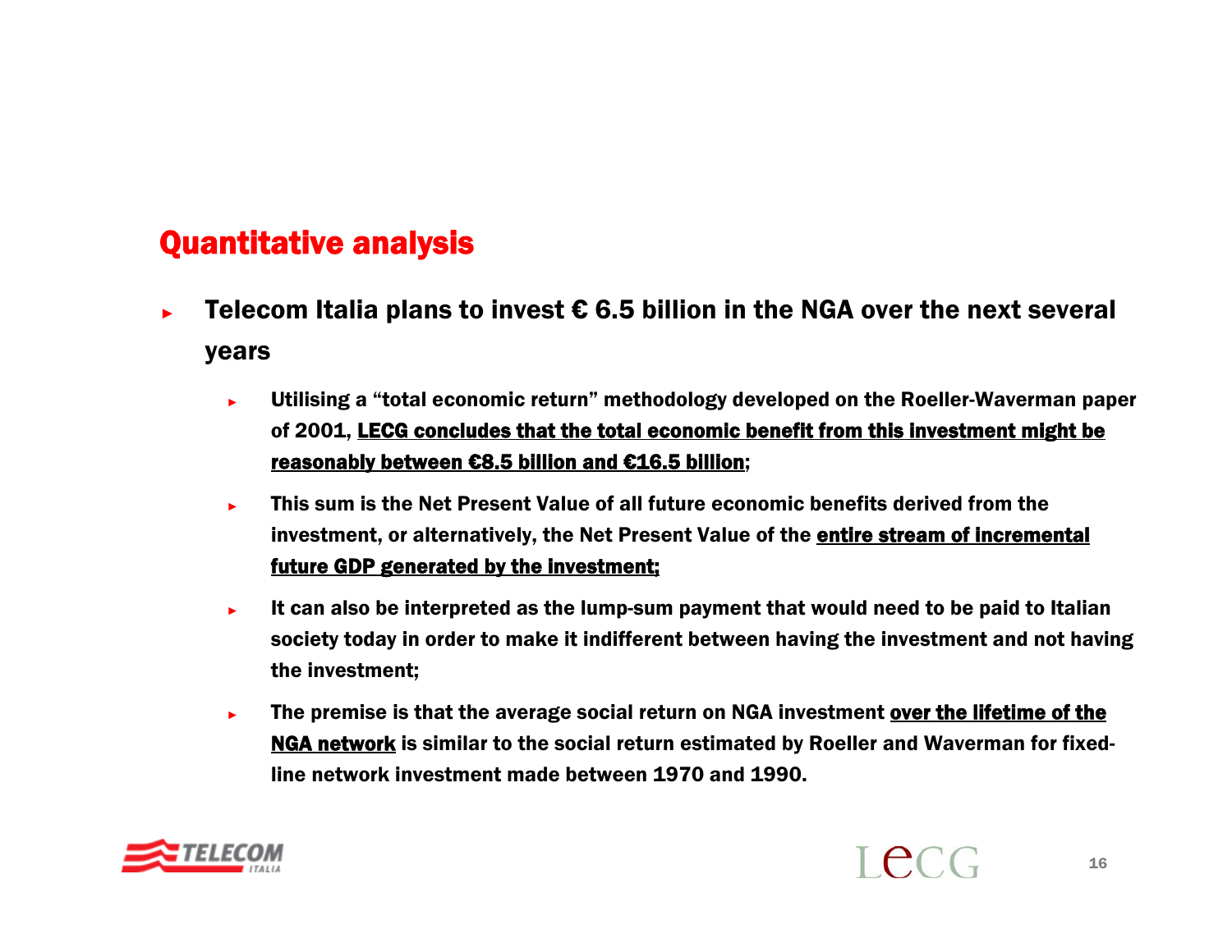## Quantitative analysis

- **Telecom Italia plans to invest € 6.5 billion in the NGA over the next several years**
  - **Utilising a "total economic return" methodology developed on the Roeller-Waverman paper of 2001, <u>LECG concludes that the total economic benefit from this investment might be reasonably between €8.5 billion and €16.5 billion</u>;**
  - **This sum is the Net Present Value of all future economic benefits derived from the investment, or alternatively, the Net Present Value of the <u>entire stream of incremental future GDP generated by the investment;</u>**
  - **It can also be interpreted as the lump-sum payment that would need to be paid to Italian society today in order to make it indifferent between having the investment and not having the investment;**
  - **The premise is that the average social return on NGA investment <u>over the lifetime of the NGA network</u> is similar to the social return estimated by Roeller and Waverman for fixed-line network investment made between 1970 and 1990.**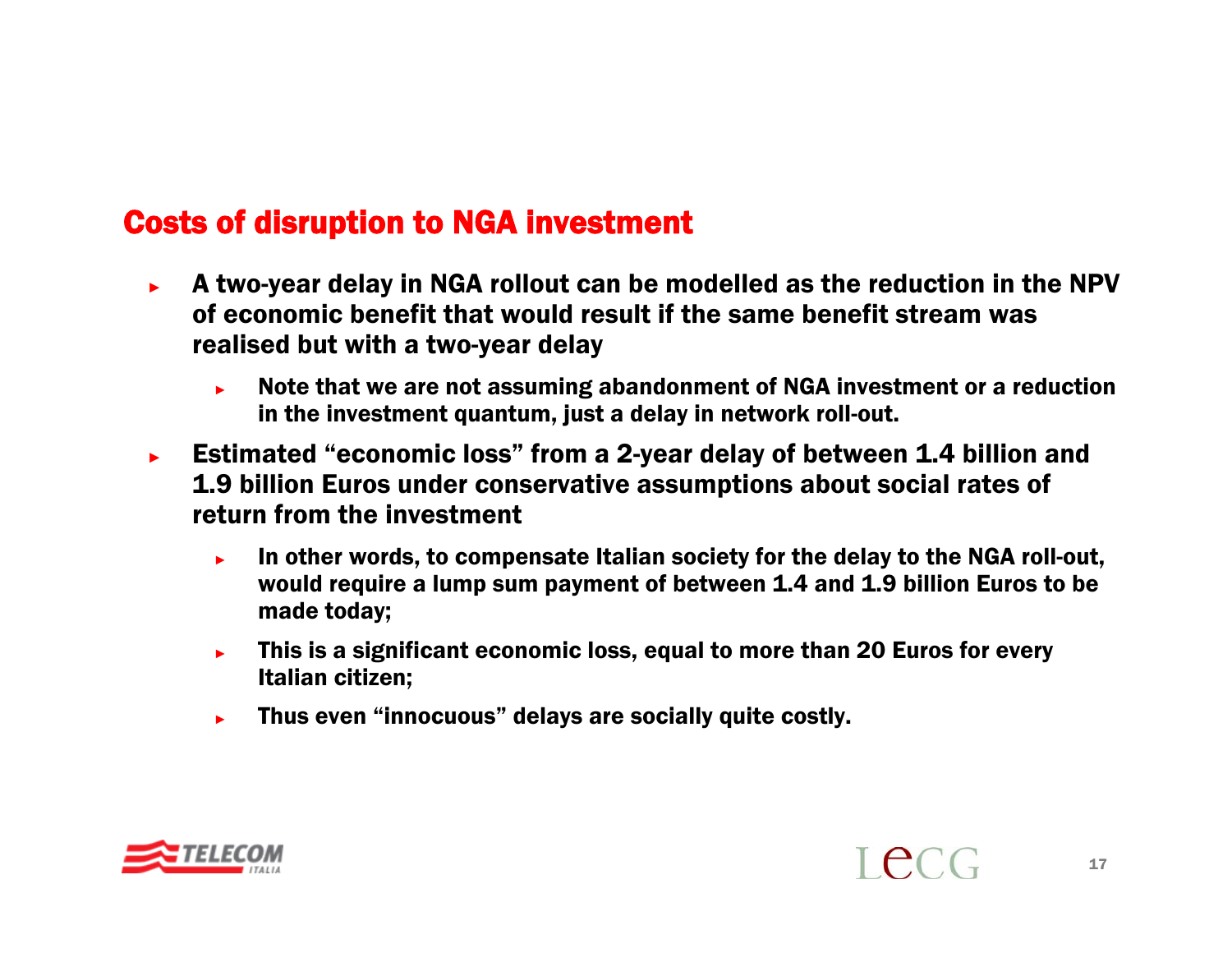## Costs of disruption to NGA investment

- **A two-year delay in NGA rollout can be modelled as the reduction in the NPV of economic benefit that would result if the same benefit stream was realised but with a two-year delay**
  - **Note that we are not assuming abandonment of NGA investment or a reduction in the investment quantum, just a delay in network roll-out.**
- **Estimated "economic loss" from a 2-year delay of between 1.4 billion and 1.9 billion Euros under conservative assumptions about social rates of return from the investment**
  - **In other words, to compensate Italian society for the delay to the NGA roll-out, would require a lump sum payment of between 1.4 and 1.9 billion Euros to be made today;**
  - **This is a significant economic loss, equal to more than 20 Euros for every Italian citizen;**
  - **Thus even "innocuous" delays are socially quite costly.**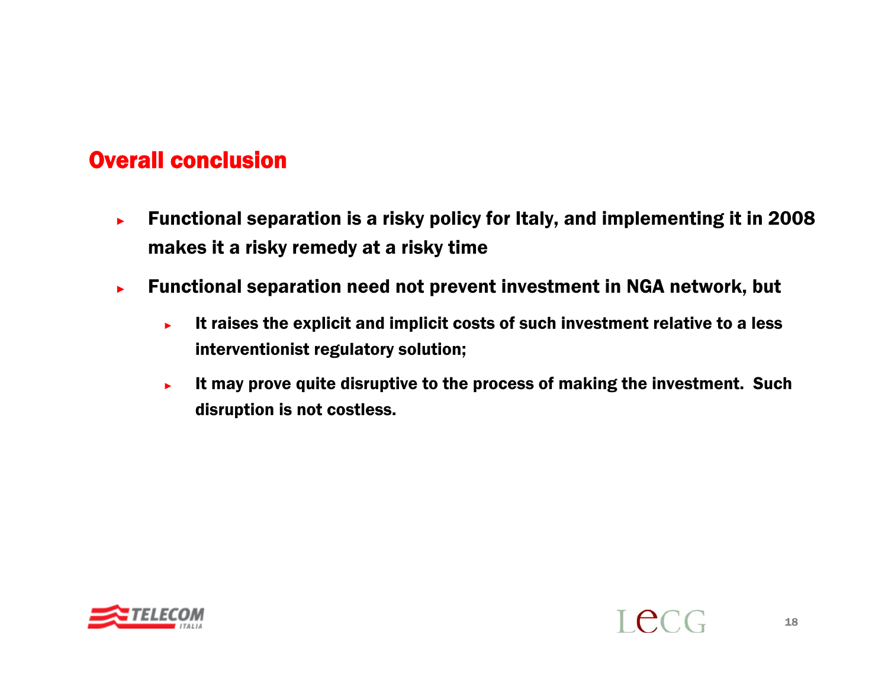## Overall conclusion

- **Functional separation is a risky policy for Italy, and implementing it in 2008 makes it a risky remedy at a risky time**
- **Functional separation need not prevent investment in NGA network, but**
  - **It raises the explicit and implicit costs of such investment relative to a less interventionist regulatory solution;**
  - **It may prove quite disruptive to the process of making the investment. Such disruption is not costless.**